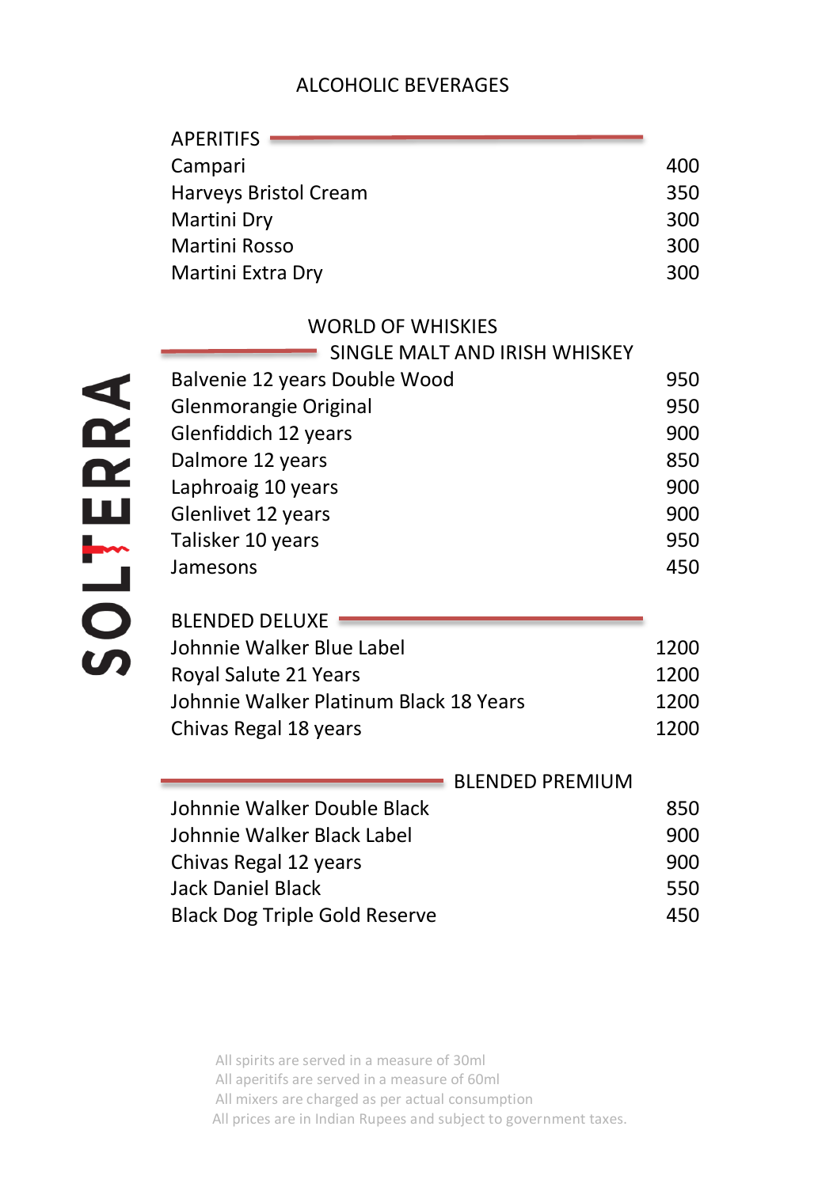# ALCOHOLIC BEVERAGES

SOLTERRA

## APERITIFS

| Item | Price |
|---|---|
| Campari | 400 |
| Harveys Bristol Cream | 350 |
| Martini Dry | 300 |
| Martini Rosso | 300 |
| Martini Extra Dry | 300 |

## WORLD OF WHISKIES

### SINGLE MALT AND IRISH WHISKEY

| Item | Price |
|---|---|
| Balvenie 12 years Double Wood | 950 |
| Glenmorangie Original | 950 |
| Glenfiddich 12 years | 900 |
| Dalmore 12 years | 850 |
| Laphroaig 10 years | 900 |
| Glenlivet 12 years | 900 |
| Talisker 10 years | 950 |
| Jamesons | 450 |

### BLENDED DELUXE

| Item | Price |
|---|---|
| Johnnie Walker Blue Label | 1200 |
| Royal Salute 21 Years | 1200 |
| Johnnie Walker Platinum Black 18 Years | 1200 |
| Chivas Regal 18 years | 1200 |

### BLENDED PREMIUM

| Item | Price |
|---|---|
| Johnnie Walker Double Black | 850 |
| Johnnie Walker Black Label | 900 |
| Chivas Regal 12 years | 900 |
| Jack Daniel Black | 550 |
| Black Dog Triple Gold Reserve | 450 |

All spirits are served in a measure of 30ml
All aperitifs are served in a measure of 60ml
All mixers are charged as per actual consumption
All prices are in Indian Rupees and subject to government taxes.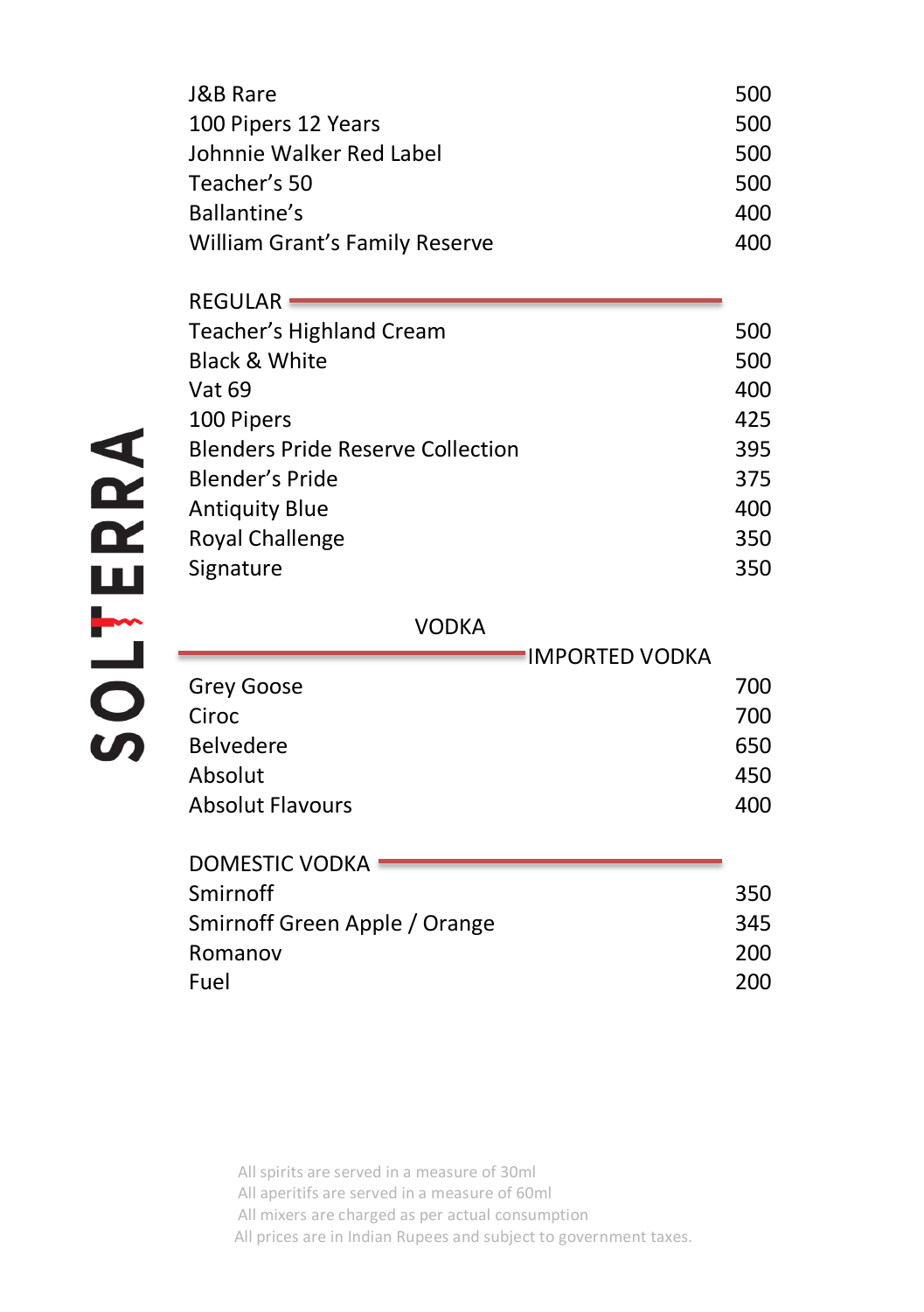| | |
|---|---|
| J&B Rare | 500 |
| 100 Pipers 12 Years | 500 |
| Johnnie Walker Red Label | 500 |
| Teacher's 50 | 500 |
| Ballantine's | 400 |
| William Grant's Family Reserve | 400 |

### REGULAR

| | |
|---|---|
| Teacher's Highland Cream | 500 |
| Black & White | 500 |
| Vat 69 | 400 |
| 100 Pipers | 425 |
| Blenders Pride Reserve Collection | 395 |
| Blender's Pride | 375 |
| Antiquity Blue | 400 |
| Royal Challenge | 350 |
| Signature | 350 |

## VODKA

### IMPORTED VODKA

| | |
|---|---|
| Grey Goose | 700 |
| Ciroc | 700 |
| Belvedere | 650 |
| Absolut | 450 |
| Absolut Flavours | 400 |

### DOMESTIC VODKA

| | |
|---|---|
| Smirnoff | 350 |
| Smirnoff Green Apple / Orange | 345 |
| Romanov | 200 |
| Fuel | 200 |

SOLTERRA

All spirits are served in a measure of 30ml
All aperitifs are served in a measure of 60ml
All mixers are charged as per actual consumption
All prices are in Indian Rupees and subject to government taxes.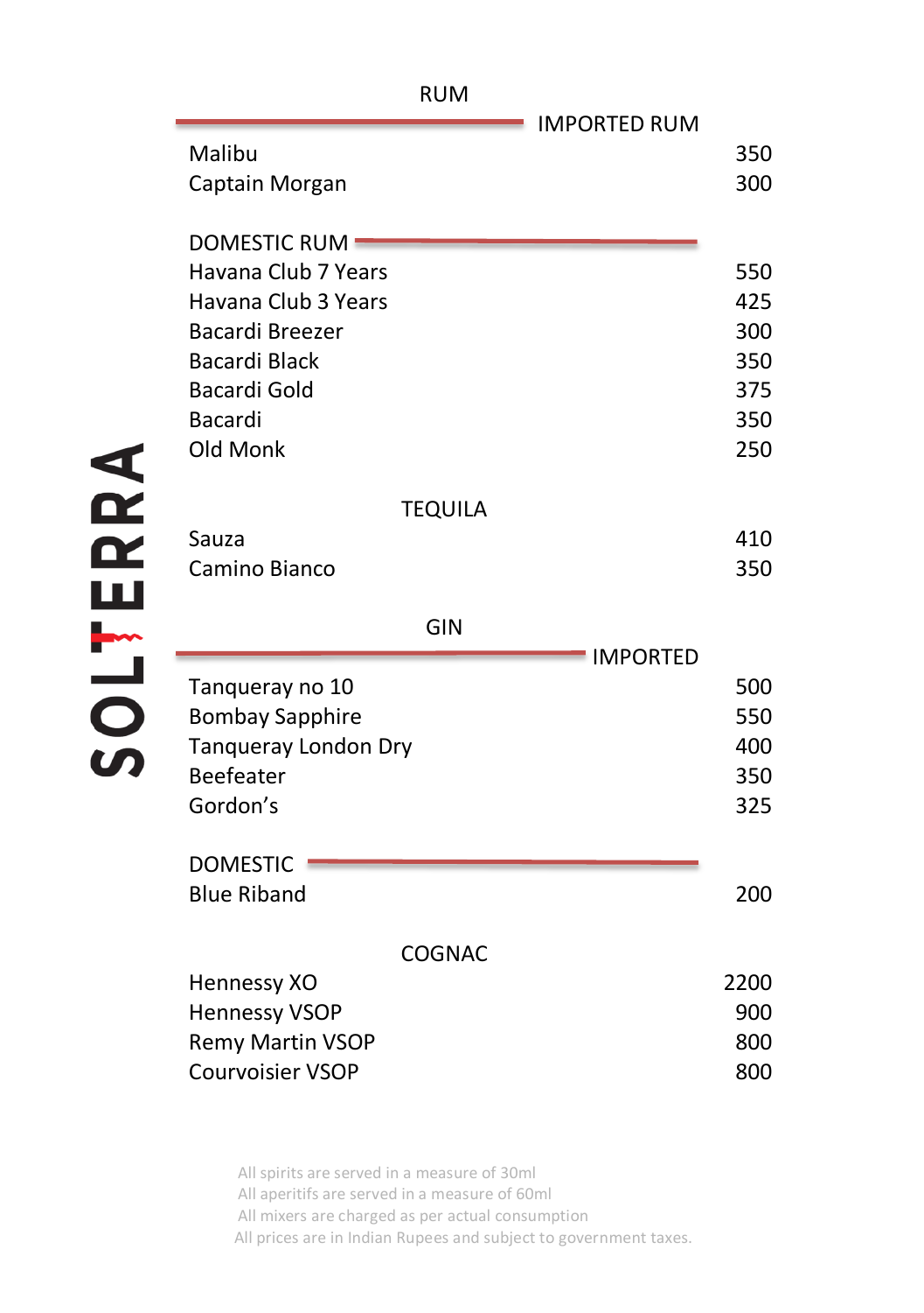SOLTERRA

## RUM

### IMPORTED RUM

| Item | Price |
|---|---|
| Malibu | 350 |
| Captain Morgan | 300 |

### DOMESTIC RUM

| Item | Price |
|---|---|
| Havana Club 7 Years | 550 |
| Havana Club 3 Years | 425 |
| Bacardi Breezer | 300 |
| Bacardi Black | 350 |
| Bacardi Gold | 375 |
| Bacardi | 350 |
| Old Monk | 250 |

## TEQUILA

| Item | Price |
|---|---|
| Sauza | 410 |
| Camino Bianco | 350 |

## GIN

### IMPORTED

| Item | Price |
|---|---|
| Tanqueray no 10 | 500 |
| Bombay Sapphire | 550 |
| Tanqueray London Dry | 400 |
| Beefeater | 350 |
| Gordon's | 325 |

### DOMESTIC

| Item | Price |
|---|---|
| Blue Riband | 200 |

## COGNAC

| Item | Price |
|---|---|
| Hennessy XO | 2200 |
| Hennessy VSOP | 900 |
| Remy Martin VSOP | 800 |
| Courvoisier VSOP | 800 |

All spirits are served in a measure of 30ml
All aperitifs are served in a measure of 60ml
All mixers are charged as per actual consumption
All prices are in Indian Rupees and subject to government taxes.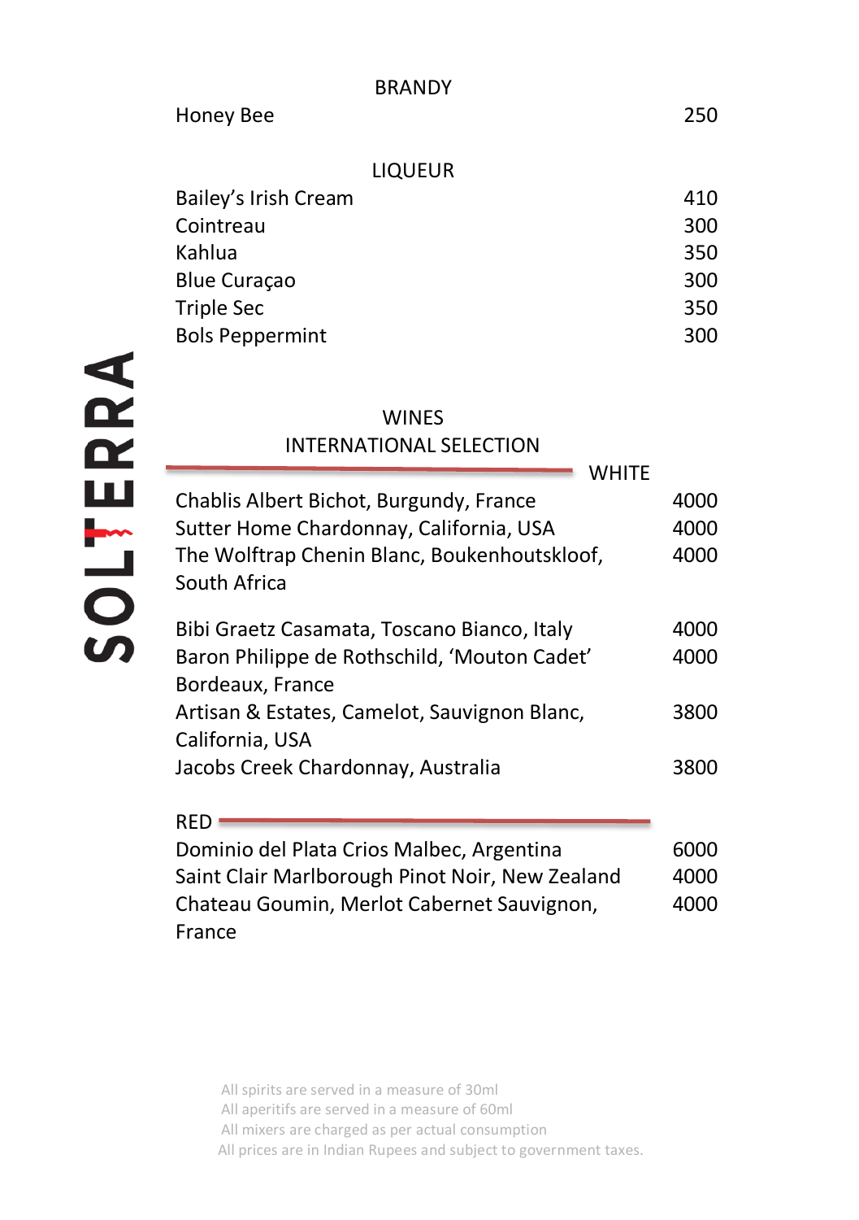SOLTERRA

## BRANDY

| Item | Price |
|---|---|
| Honey Bee | 250 |

## LIQUEUR

| Item | Price |
|---|---|
| Bailey's Irish Cream | 410 |
| Cointreau | 300 |
| Kahlua | 350 |
| Blue Curaçao | 300 |
| Triple Sec | 350 |
| Bols Peppermint | 300 |

## WINES
## INTERNATIONAL SELECTION

### WHITE

| Item | Price |
|---|---|
| Chablis Albert Bichot, Burgundy, France | 4000 |
| Sutter Home Chardonnay, California, USA | 4000 |
| The Wolftrap Chenin Blanc, Boukenhoutskloof, South Africa | 4000 |
| Bibi Graetz Casamata, Toscano Bianco, Italy | 4000 |
| Baron Philippe de Rothschild, 'Mouton Cadet' Bordeaux, France | 4000 |
| Artisan & Estates, Camelot, Sauvignon Blanc, California, USA | 3800 |
| Jacobs Creek Chardonnay, Australia | 3800 |

### RED

| Item | Price |
|---|---|
| Dominio del Plata Crios Malbec, Argentina | 6000 |
| Saint Clair Marlborough Pinot Noir, New Zealand | 4000 |
| Chateau Goumin, Merlot Cabernet Sauvignon, France | 4000 |

All spirits are served in a measure of 30ml
All aperitifs are served in a measure of 60ml
All mixers are charged as per actual consumption
All prices are in Indian Rupees and subject to government taxes.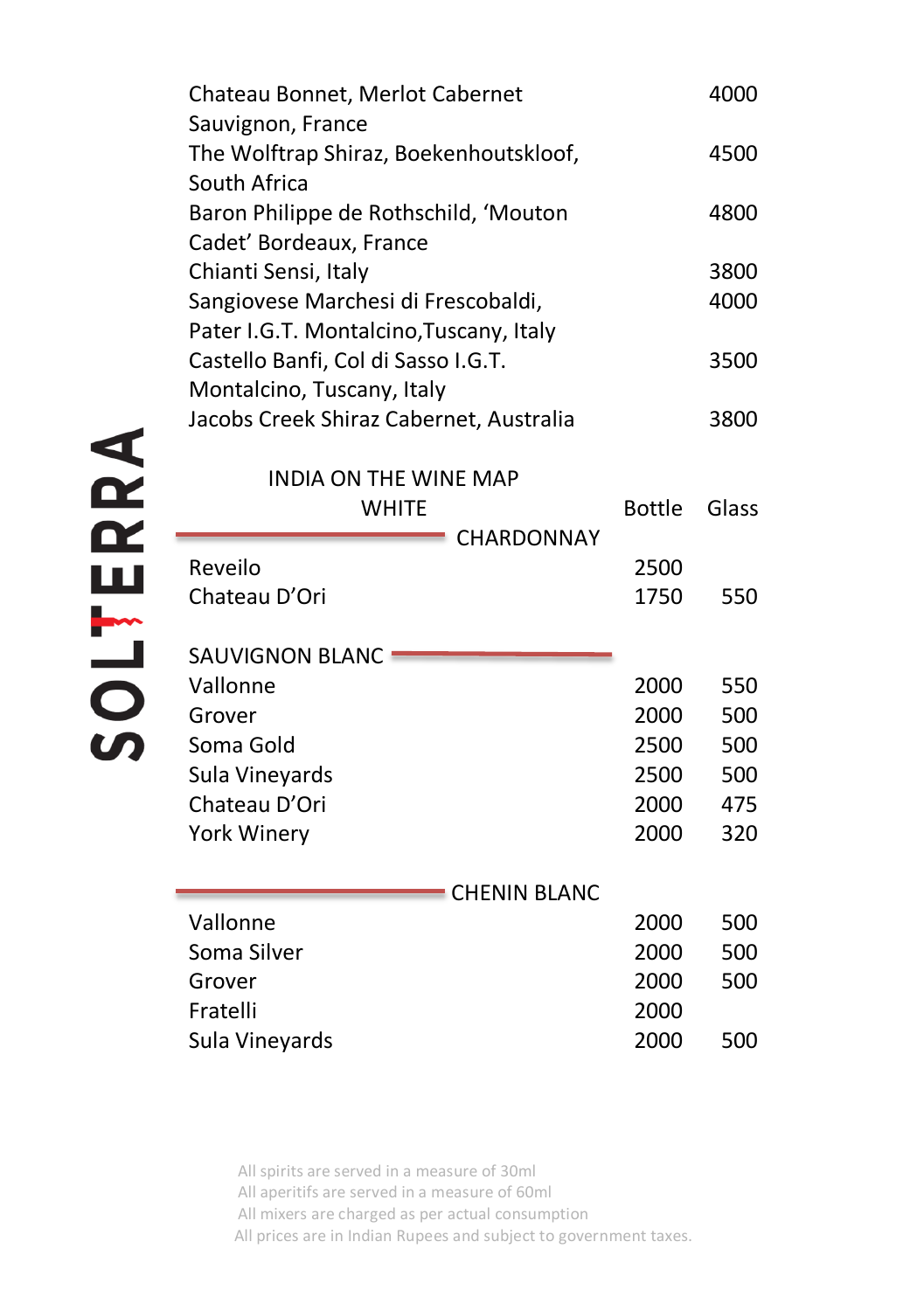| | |
|---|---|
| Chateau Bonnet, Merlot Cabernet Sauvignon, France | 4000 |
| The Wolftrap Shiraz, Boekenhoutskloof, South Africa | 4500 |
| Baron Philippe de Rothschild, 'Mouton Cadet' Bordeaux, France | 4800 |
| Chianti Sensi, Italy | 3800 |
| Sangiovese Marchesi di Frescobaldi, Pater I.G.T. Montalcino,Tuscany, Italy | 4000 |
| Castello Banfi, Col di Sasso I.G.T. Montalcino, Tuscany, Italy | 3500 |
| Jacobs Creek Shiraz Cabernet, Australia | 3800 |

## INDIA ON THE WINE MAP

### WHITE

| | Bottle | Glass |
|---|---|---|
| **CHARDONNAY** | | |
| Reveilo | 2500 | |
| Chateau D'Ori | 1750 | 550 |
| **SAUVIGNON BLANC** | | |
| Vallonne | 2000 | 550 |
| Grover | 2000 | 500 |
| Soma Gold | 2500 | 500 |
| Sula Vineyards | 2500 | 500 |
| Chateau D'Ori | 2000 | 475 |
| York Winery | 2000 | 320 |
| **CHENIN BLANC** | | |
| Vallonne | 2000 | 500 |
| Soma Silver | 2000 | 500 |
| Grover | 2000 | 500 |
| Fratelli | 2000 | |
| Sula Vineyards | 2000 | 500 |

All spirits are served in a measure of 30ml
All aperitifs are served in a measure of 60ml
All mixers are charged as per actual consumption
All prices are in Indian Rupees and subject to government taxes.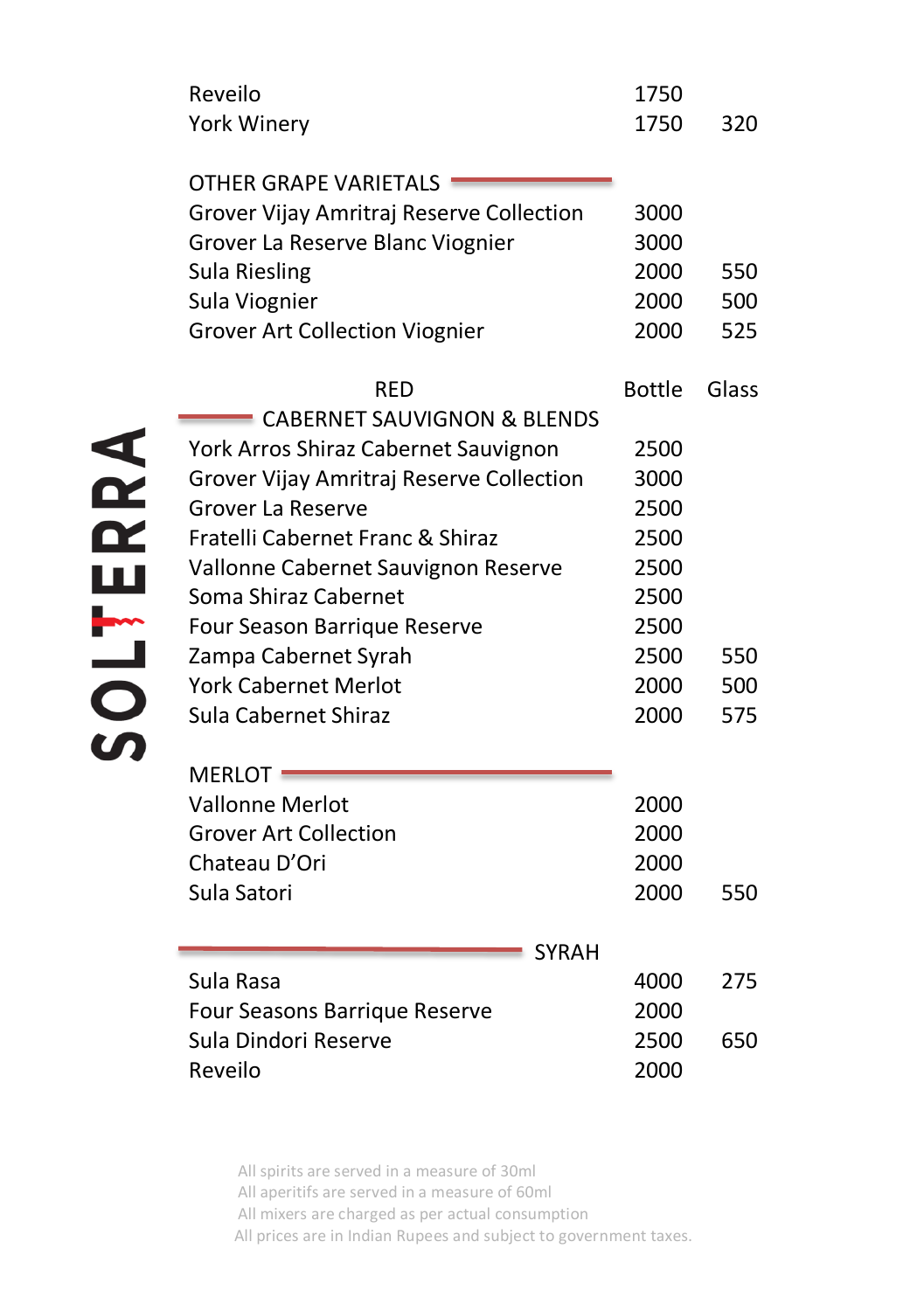| | Bottle | Glass |
|---|---|---|
| Reveilo | 1750 | |
| York Winery | 1750 | 320 |

## OTHER GRAPE VARIETALS

| | Bottle | Glass |
|---|---|---|
| Grover Vijay Amritraj Reserve Collection | 3000 | |
| Grover La Reserve Blanc Viognier | 3000 | |
| Sula Riesling | 2000 | 550 |
| Sula Viognier | 2000 | 500 |
| Grover Art Collection Viognier | 2000 | 525 |

# RED

## CABERNET SAUVIGNON & BLENDS

| | Bottle | Glass |
|---|---|---|
| York Arros Shiraz Cabernet Sauvignon | 2500 | |
| Grover Vijay Amritraj Reserve Collection | 3000 | |
| Grover La Reserve | 2500 | |
| Fratelli Cabernet Franc & Shiraz | 2500 | |
| Vallonne Cabernet Sauvignon Reserve | 2500 | |
| Soma Shiraz Cabernet | 2500 | |
| Four Season Barrique Reserve | 2500 | |
| Zampa Cabernet Syrah | 2500 | 550 |
| York Cabernet Merlot | 2000 | 500 |
| Sula Cabernet Shiraz | 2000 | 575 |

## MERLOT

| | Bottle | Glass |
|---|---|---|
| Vallonne Merlot | 2000 | |
| Grover Art Collection | 2000 | |
| Chateau D'Ori | 2000 | |
| Sula Satori | 2000 | 550 |

## SYRAH

| | Bottle | Glass |
|---|---|---|
| Sula Rasa | 4000 | 275 |
| Four Seasons Barrique Reserve | 2000 | |
| Sula Dindori Reserve | 2500 | 650 |
| Reveilo | 2000 | |

SOLTERRA

All spirits are served in a measure of 30ml
All aperitifs are served in a measure of 60ml
All mixers are charged as per actual consumption
All prices are in Indian Rupees and subject to government taxes.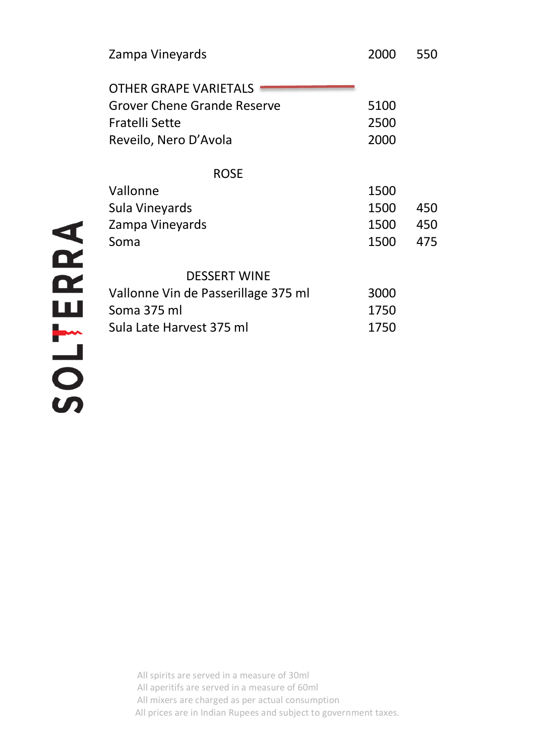| Zampa Vineyards | 2000 | 550 |
|---|---|---|

## OTHER GRAPE VARIETALS

| Wine | Bottle | Glass |
|---|---|---|
| Grover Chene Grande Reserve | 5100 | |
| Fratelli Sette | 2500 | |
| Reveilo, Nero D’Avola | 2000 | |

## ROSE

| Wine | Bottle | Glass |
|---|---|---|
| Vallonne | 1500 | |
| Sula Vineyards | 1500 | 450 |
| Zampa Vineyards | 1500 | 450 |
| Soma | 1500 | 475 |

## DESSERT WINE

| Wine | Bottle |
|---|---|
| Vallonne Vin de Passerillage 375 ml | 3000 |
| Soma 375 ml | 1750 |
| Sula Late Harvest 375 ml | 1750 |

SOLTERRA

All spirits are served in a measure of 30ml
All aperitifs are served in a measure of 60ml
All mixers are charged as per actual consumption
All prices are in Indian Rupees and subject to government taxes.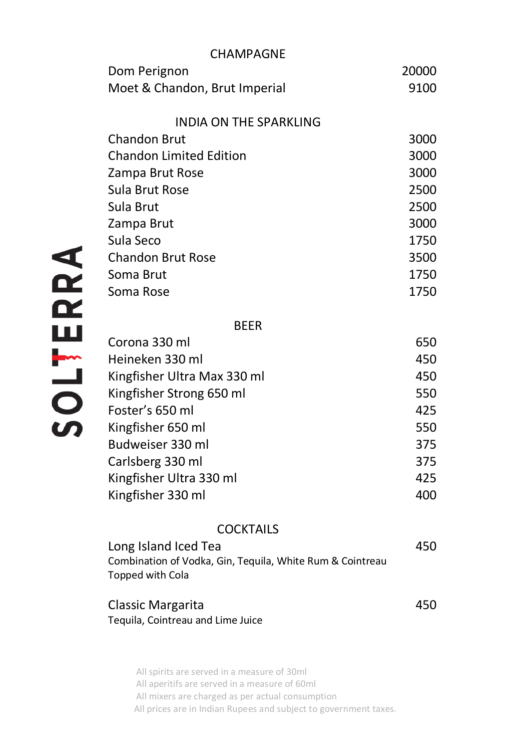## CHAMPAGNE

| | |
|---|---|
| Dom Perignon | 20000 |
| Moet & Chandon, Brut Imperial | 9100 |

## INDIA ON THE SPARKLING

| | |
|---|---|
| Chandon Brut | 3000 |
| Chandon Limited Edition | 3000 |
| Zampa Brut Rose | 3000 |
| Sula Brut Rose | 2500 |
| Sula Brut | 2500 |
| Zampa Brut | 3000 |
| Sula Seco | 1750 |
| Chandon Brut Rose | 3500 |
| Soma Brut | 1750 |
| Soma Rose | 1750 |

## BEER

| | |
|---|---|
| Corona 330 ml | 650 |
| Heineken 330 ml | 450 |
| Kingfisher Ultra Max 330 ml | 450 |
| Kingfisher Strong 650 ml | 550 |
| Foster's 650 ml | 425 |
| Kingfisher 650 ml | 550 |
| Budweiser 330 ml | 375 |
| Carlsberg 330 ml | 375 |
| Kingfisher Ultra 330 ml | 425 |
| Kingfisher 330 ml | 400 |

## COCKTAILS

**Long Island Iced Tea** — 450
Combination of Vodka, Gin, Tequila, White Rum & Cointreau
Topped with Cola

**Classic Margarita** — 450
Tequila, Cointreau and Lime Juice

All spirits are served in a measure of 30ml
All aperitifs are served in a measure of 60ml
All mixers are charged as per actual consumption
All prices are in Indian Rupees and subject to government taxes.

SOLTERRA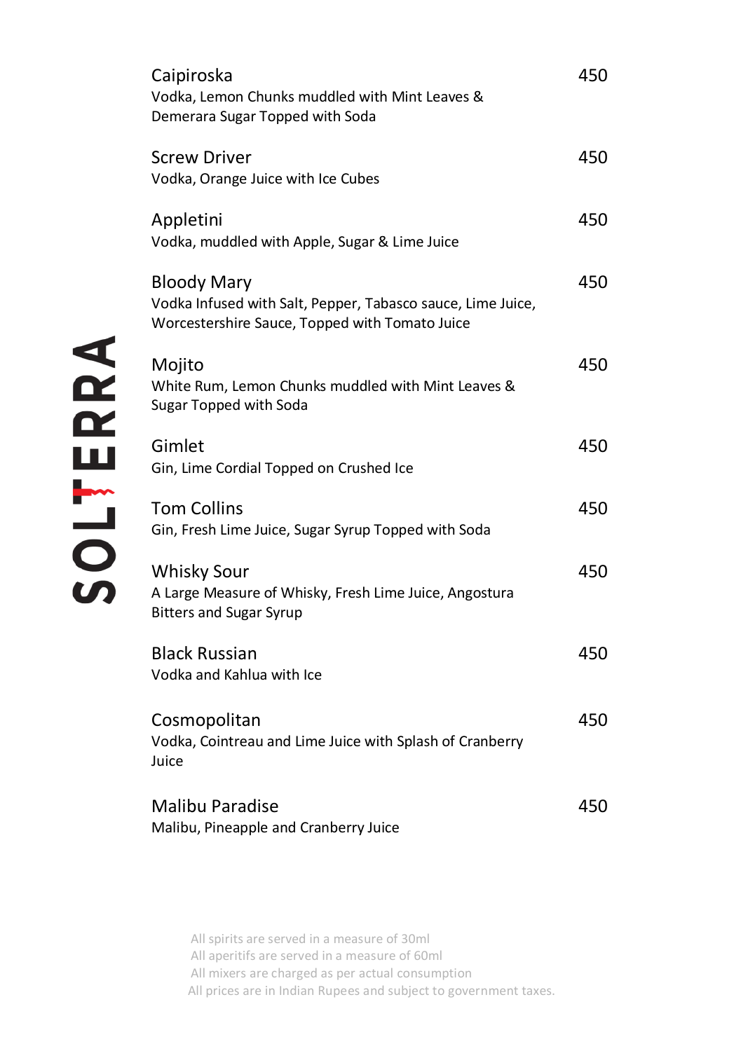SOLTERRA

| Item | Price |
| --- | --- |
| **Caipiroska**<br>Vodka, Lemon Chunks muddled with Mint Leaves & Demerara Sugar Topped with Soda | 450 |
| **Screw Driver**<br>Vodka, Orange Juice with Ice Cubes | 450 |
| **Appletini**<br>Vodka, muddled with Apple, Sugar & Lime Juice | 450 |
| **Bloody Mary**<br>Vodka Infused with Salt, Pepper, Tabasco sauce, Lime Juice, Worcestershire Sauce, Topped with Tomato Juice | 450 |
| **Mojito**<br>White Rum, Lemon Chunks muddled with Mint Leaves & Sugar Topped with Soda | 450 |
| **Gimlet**<br>Gin, Lime Cordial Topped on Crushed Ice | 450 |
| **Tom Collins**<br>Gin, Fresh Lime Juice, Sugar Syrup Topped with Soda | 450 |
| **Whisky Sour**<br>A Large Measure of Whisky, Fresh Lime Juice, Angostura Bitters and Sugar Syrup | 450 |
| **Black Russian**<br>Vodka and Kahlua with Ice | 450 |
| **Cosmopolitan**<br>Vodka, Cointreau and Lime Juice with Splash of Cranberry Juice | 450 |
| **Malibu Paradise**<br>Malibu, Pineapple and Cranberry Juice | 450 |

All spirits are served in a measure of 30ml
All aperitifs are served in a measure of 60ml
All mixers are charged as per actual consumption
All prices are in Indian Rupees and subject to government taxes.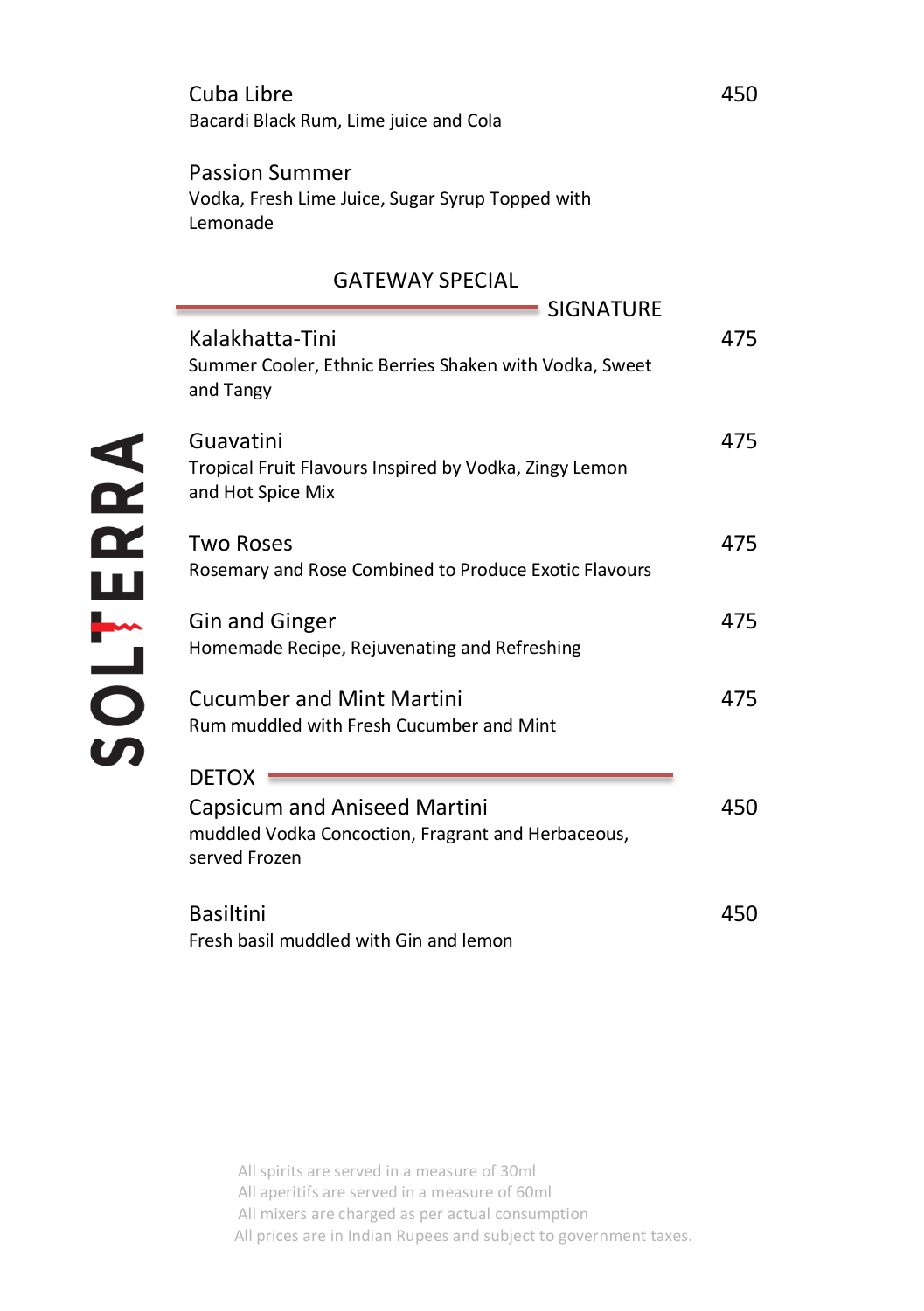**Cuba Libre** — 450
Bacardi Black Rum, Lime juice and Cola

**Passion Summer**
Vodka, Fresh Lime Juice, Sugar Syrup Topped with Lemonade

## GATEWAY SPECIAL

### SIGNATURE

**Kalakhatta-Tini** — 475
Summer Cooler, Ethnic Berries Shaken with Vodka, Sweet and Tangy

**Guavatini** — 475
Tropical Fruit Flavours Inspired by Vodka, Zingy Lemon and Hot Spice Mix

**Two Roses** — 475
Rosemary and Rose Combined to Produce Exotic Flavours

**Gin and Ginger** — 475
Homemade Recipe, Rejuvenating and Refreshing

**Cucumber and Mint Martini** — 475
Rum muddled with Fresh Cucumber and Mint

### DETOX

**Capsicum and Aniseed Martini** — 450
muddled Vodka Concoction, Fragrant and Herbaceous, served Frozen

**Basiltini** — 450
Fresh basil muddled with Gin and lemon

SOLTERRA

All spirits are served in a measure of 30ml
All aperitifs are served in a measure of 60ml
All mixers are charged as per actual consumption
All prices are in Indian Rupees and subject to government taxes.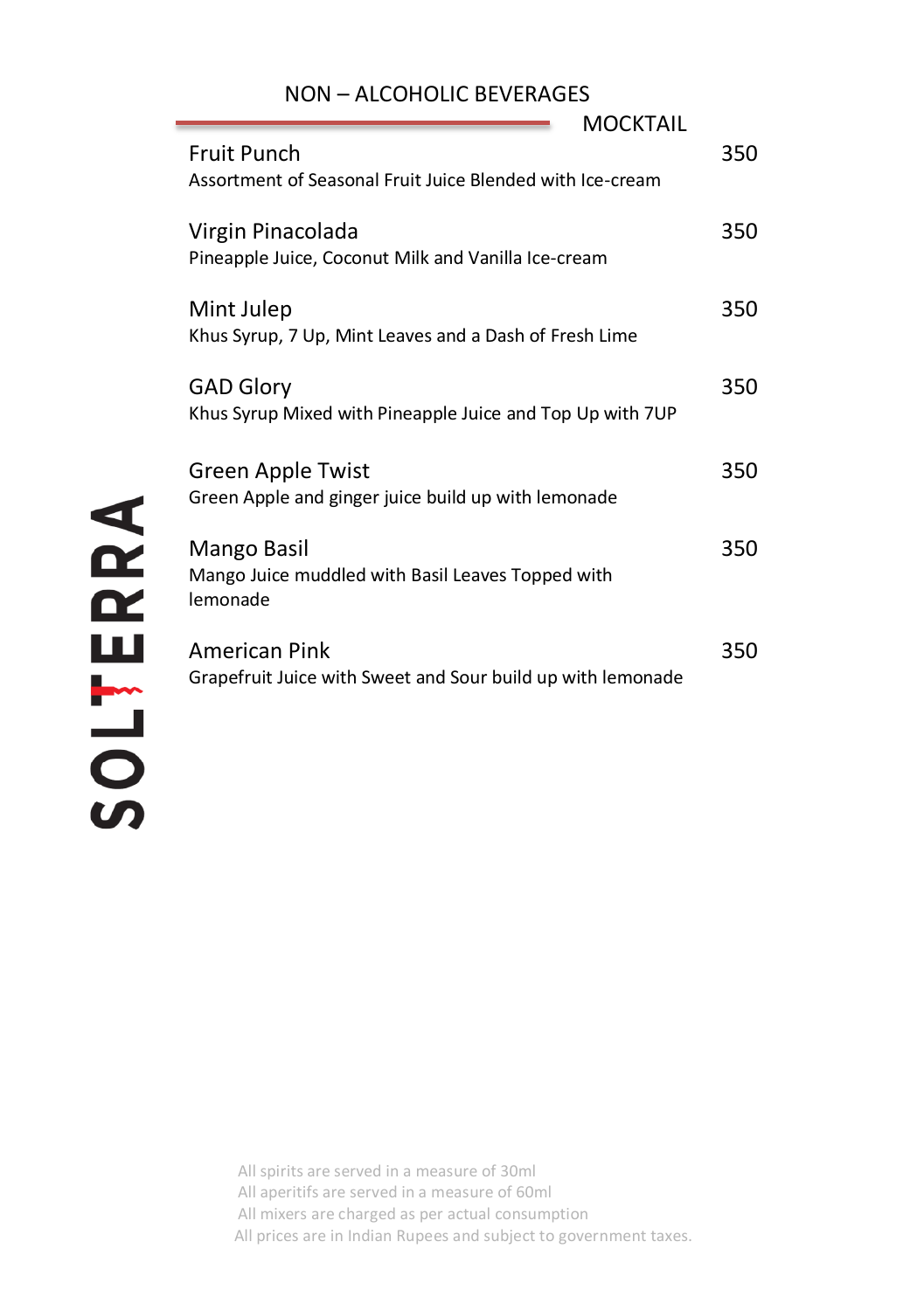# NON – ALCOHOLIC BEVERAGES

## MOCKTAIL

**Fruit Punch** — 350
Assortment of Seasonal Fruit Juice Blended with Ice-cream

**Virgin Pinacolada** — 350
Pineapple Juice, Coconut Milk and Vanilla Ice-cream

**Mint Julep** — 350
Khus Syrup, 7 Up, Mint Leaves and a Dash of Fresh Lime

**GAD Glory** — 350
Khus Syrup Mixed with Pineapple Juice and Top Up with 7UP

**Green Apple Twist** — 350
Green Apple and ginger juice build up with lemonade

**Mango Basil** — 350
Mango Juice muddled with Basil Leaves Topped with lemonade

**American Pink** — 350
Grapefruit Juice with Sweet and Sour build up with lemonade

SOLTERRA

All spirits are served in a measure of 30ml
All aperitifs are served in a measure of 60ml
All mixers are charged as per actual consumption
All prices are in Indian Rupees and subject to government taxes.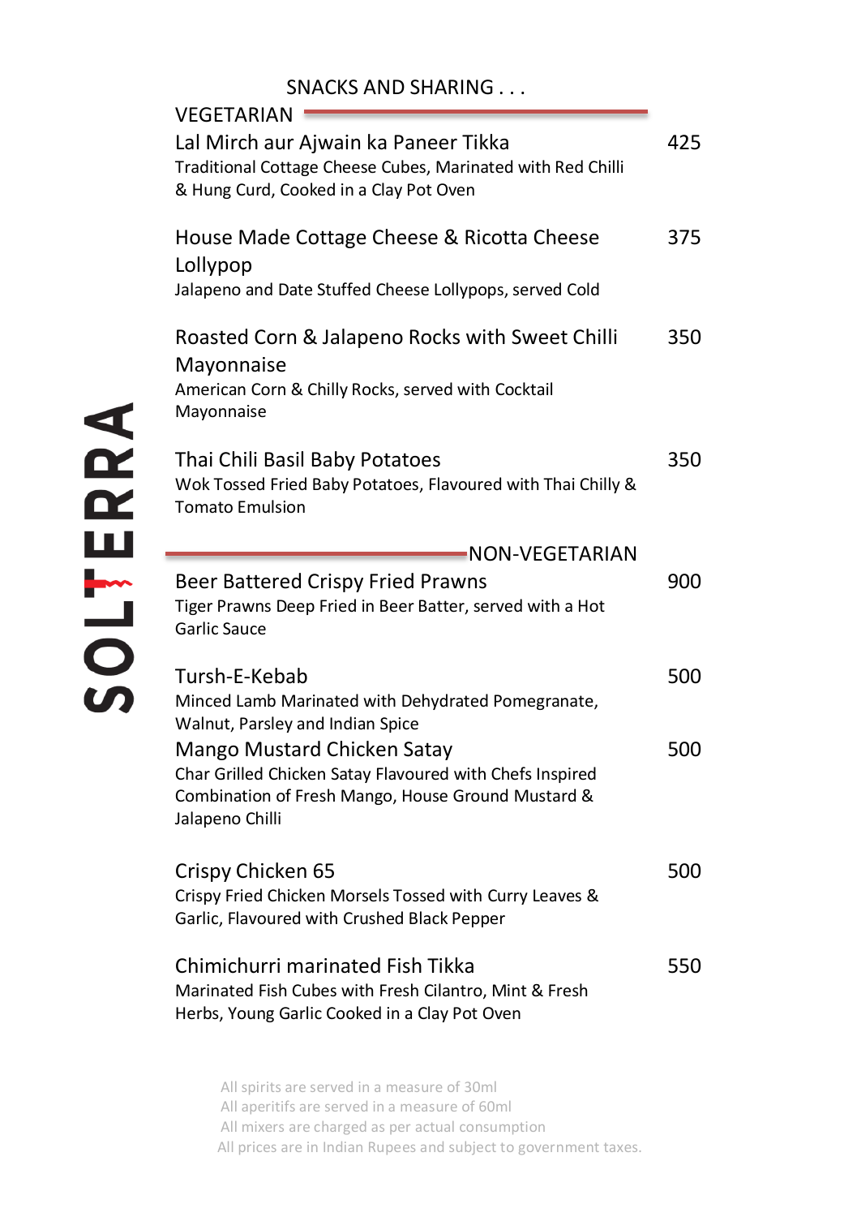SOLTERRA

## SNACKS AND SHARING . . .

### VEGETARIAN

**Lal Mirch aur Ajwain ka Paneer Tikka** — 425
Traditional Cottage Cheese Cubes, Marinated with Red Chilli & Hung Curd, Cooked in a Clay Pot Oven

**House Made Cottage Cheese & Ricotta Cheese Lollypop** — 375
Jalapeno and Date Stuffed Cheese Lollypops, served Cold

**Roasted Corn & Jalapeno Rocks with Sweet Chilli Mayonnaise** — 350
American Corn & Chilly Rocks, served with Cocktail Mayonnaise

**Thai Chili Basil Baby Potatoes** — 350
Wok Tossed Fried Baby Potatoes, Flavoured with Thai Chilly & Tomato Emulsion

### NON-VEGETARIAN

**Beer Battered Crispy Fried Prawns** — 900
Tiger Prawns Deep Fried in Beer Batter, served with a Hot Garlic Sauce

**Tursh-E-Kebab** — 500
Minced Lamb Marinated with Dehydrated Pomegranate, Walnut, Parsley and Indian Spice

**Mango Mustard Chicken Satay** — 500
Char Grilled Chicken Satay Flavoured with Chefs Inspired Combination of Fresh Mango, House Ground Mustard & Jalapeno Chilli

**Crispy Chicken 65** — 500
Crispy Fried Chicken Morsels Tossed with Curry Leaves & Garlic, Flavoured with Crushed Black Pepper

**Chimichurri marinated Fish Tikka** — 550
Marinated Fish Cubes with Fresh Cilantro, Mint & Fresh Herbs, Young Garlic Cooked in a Clay Pot Oven

All spirits are served in a measure of 30ml
All aperitifs are served in a measure of 60ml
All mixers are charged as per actual consumption
All prices are in Indian Rupees and subject to government taxes.